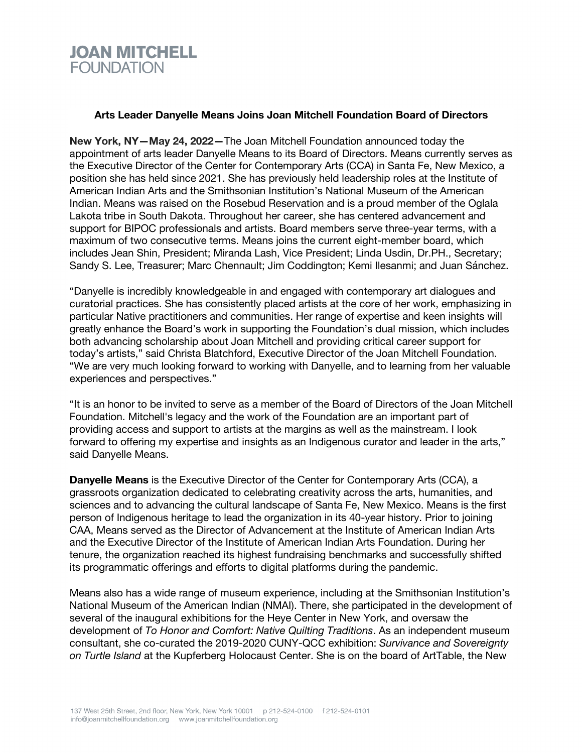# JOAN MITCHELL FOUNDATION

**Arts Leader Danyelle Means Joins Joan Mitchell Foundation Board of Directors**

**New York, NY—May 24, 2022—**The Joan Mitchell Foundation announced today the appointment of arts leader Danyelle Means to its Board of Directors. Means currently serves as the Executive Director of the Center for Contemporary Arts (CCA) in Santa Fe, New Mexico, a position she has held since 2021. She has previously held leadership roles at the Institute of American Indian Arts and the Smithsonian Institution's National Museum of the American Indian. Means was raised on the Rosebud Reservation and is a proud member of the Oglala Lakota tribe in South Dakota. Throughout her career, she has centered advancement and support for BIPOC professionals and artists. Board members serve three-year terms, with a maximum of two consecutive terms. Means joins the current eight-member board, which includes Jean Shin, President; Miranda Lash, Vice President; Linda Usdin, Dr.PH., Secretary; Sandy S. Lee, Treasurer; Marc Chennault; Jim Coddington; Kemi Ilesanmi; and Juan Sánchez.

"Danyelle is incredibly knowledgeable in and engaged with contemporary art dialogues and curatorial practices. She has consistently placed artists at the core of her work, emphasizing in particular Native practitioners and communities. Her range of expertise and keen insights will greatly enhance the Board's work in supporting the Foundation's dual mission, which includes both advancing scholarship about Joan Mitchell and providing critical career support for today's artists," said Christa Blatchford, Executive Director of the Joan Mitchell Foundation. "We are very much looking forward to working with Danyelle, and to learning from her valuable experiences and perspectives."

"It is an honor to be invited to serve as a member of the Board of Directors of the Joan Mitchell Foundation. Mitchell's legacy and the work of the Foundation are an important part of providing access and support to artists at the margins as well as the mainstream. I look forward to offering my expertise and insights as an Indigenous curator and leader in the arts," said Danyelle Means.

**Danyelle Means** is the Executive Director of the Center for Contemporary Arts (CCA), a grassroots organization dedicated to celebrating creativity across the arts, humanities, and sciences and to advancing the cultural landscape of Santa Fe, New Mexico. Means is the first person of Indigenous heritage to lead the organization in its 40-year history. Prior to joining CAA, Means served as the Director of Advancement at the Institute of American Indian Arts and the Executive Director of the Institute of American Indian Arts Foundation. During her tenure, the organization reached its highest fundraising benchmarks and successfully shifted its programmatic offerings and efforts to digital platforms during the pandemic.

Means also has a wide range of museum experience, including at the Smithsonian Institution's National Museum of the American Indian (NMAI). There, she participated in the development of several of the inaugural exhibitions for the Heye Center in New York, and oversaw the development of *To Honor and Comfort: Native Quilting Traditions*. As an independent museum consultant, she co-curated the 2019-2020 CUNY-QCC exhibition: *Survivance and Sovereignty on Turtle Island* at the Kupferberg Holocaust Center. She is on the board of ArtTable, the New

137 West 25th Street, 2nd floor, New York, New York 10001 p 212-524-0100 f 212-524-0101
info@joanmitchellfoundation.org www.joanmitchellfoundation.org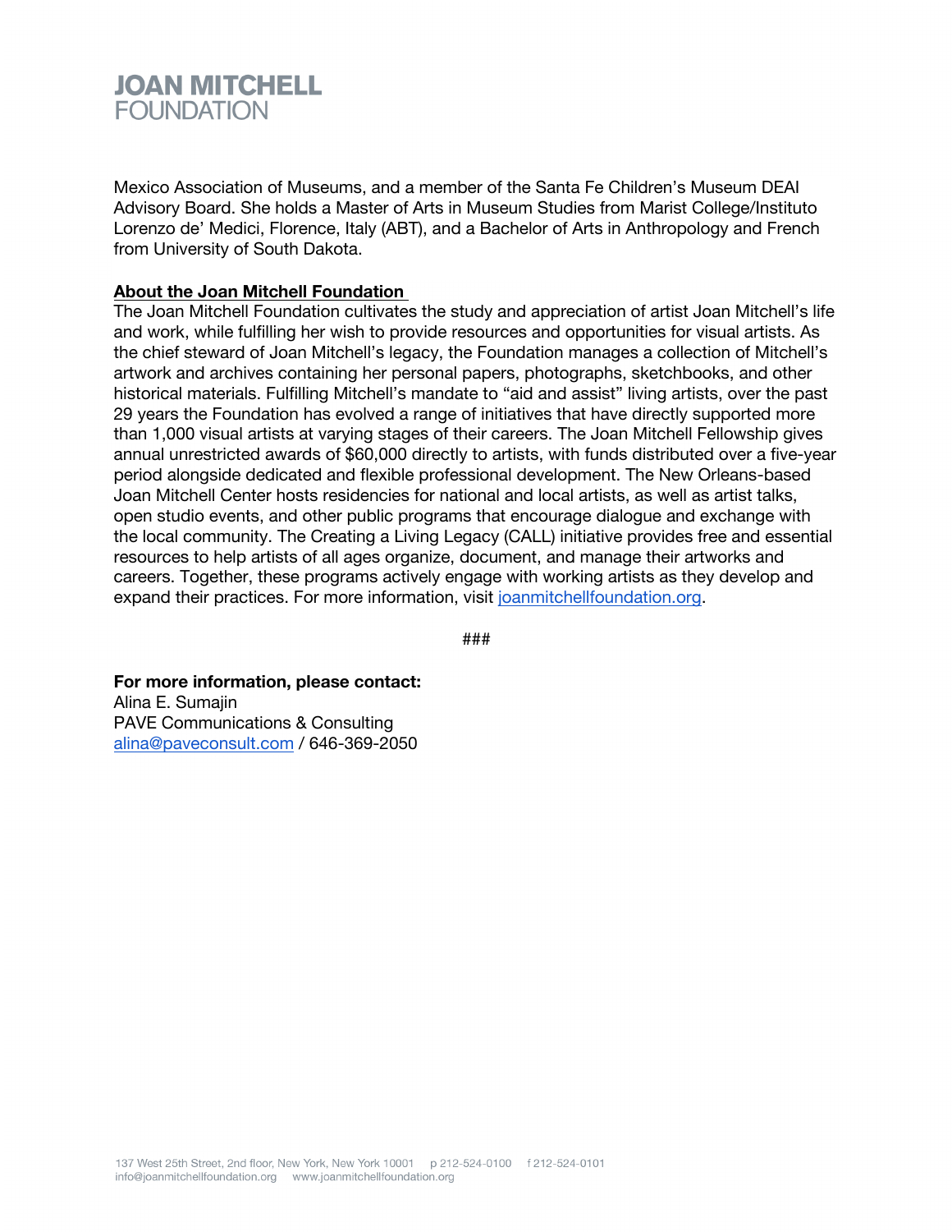Mexico Association of Museums, and a member of the Santa Fe Children's Museum DEAI Advisory Board. She holds a Master of Arts in Museum Studies from Marist College/Instituto Lorenzo de' Medici, Florence, Italy (ABT), and a Bachelor of Arts in Anthropology and French from University of South Dakota.

**About the Joan Mitchell Foundation**

The Joan Mitchell Foundation cultivates the study and appreciation of artist Joan Mitchell's life and work, while fulfilling her wish to provide resources and opportunities for visual artists. As the chief steward of Joan Mitchell's legacy, the Foundation manages a collection of Mitchell's artwork and archives containing her personal papers, photographs, sketchbooks, and other historical materials. Fulfilling Mitchell's mandate to "aid and assist" living artists, over the past 29 years the Foundation has evolved a range of initiatives that have directly supported more than 1,000 visual artists at varying stages of their careers. The Joan Mitchell Fellowship gives annual unrestricted awards of $60,000 directly to artists, with funds distributed over a five-year period alongside dedicated and flexible professional development. The New Orleans-based Joan Mitchell Center hosts residencies for national and local artists, as well as artist talks, open studio events, and other public programs that encourage dialogue and exchange with the local community. The Creating a Living Legacy (CALL) initiative provides free and essential resources to help artists of all ages organize, document, and manage their artworks and careers. Together, these programs actively engage with working artists as they develop and expand their practices. For more information, visit joanmitchellfoundation.org.

###

**For more information, please contact:**
Alina E. Sumajin
PAVE Communications & Consulting
alina@paveconsult.com / 646-369-2050